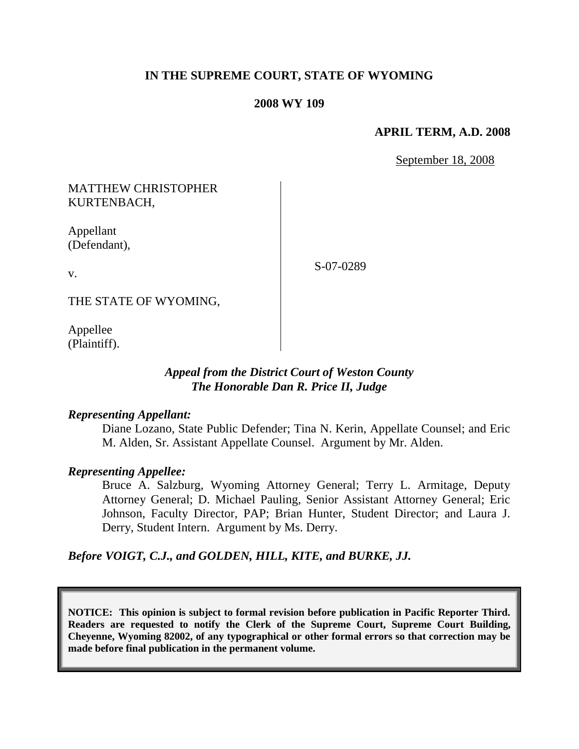**IN THE SUPREME COURT, STATE OF WYOMING**

**2008 WY 109**

**APRIL TERM, A.D. 2008**

September 18, 2008

MATTHEW CHRISTOPHER KURTENBACH,

Appellant (Defendant),

v.

THE STATE OF WYOMING,

Appellee (Plaintiff).

S-07-0289

***Appeal from the District Court of Weston County***
***The Honorable Dan R. Price II, Judge***

***Representing Appellant:***

Diane Lozano, State Public Defender; Tina N. Kerin, Appellate Counsel; and Eric M. Alden, Sr. Assistant Appellate Counsel. Argument by Mr. Alden.

***Representing Appellee:***

Bruce A. Salzburg, Wyoming Attorney General; Terry L. Armitage, Deputy Attorney General; D. Michael Pauling, Senior Assistant Attorney General; Eric Johnson, Faculty Director, PAP; Brian Hunter, Student Director; and Laura J. Derry, Student Intern. Argument by Ms. Derry.

***Before VOIGT, C.J., and GOLDEN, HILL, KITE, and BURKE, JJ.***

**NOTICE: This opinion is subject to formal revision before publication in Pacific Reporter Third. Readers are requested to notify the Clerk of the Supreme Court, Supreme Court Building, Cheyenne, Wyoming 82002, of any typographical or other formal errors so that correction may be made before final publication in the permanent volume.**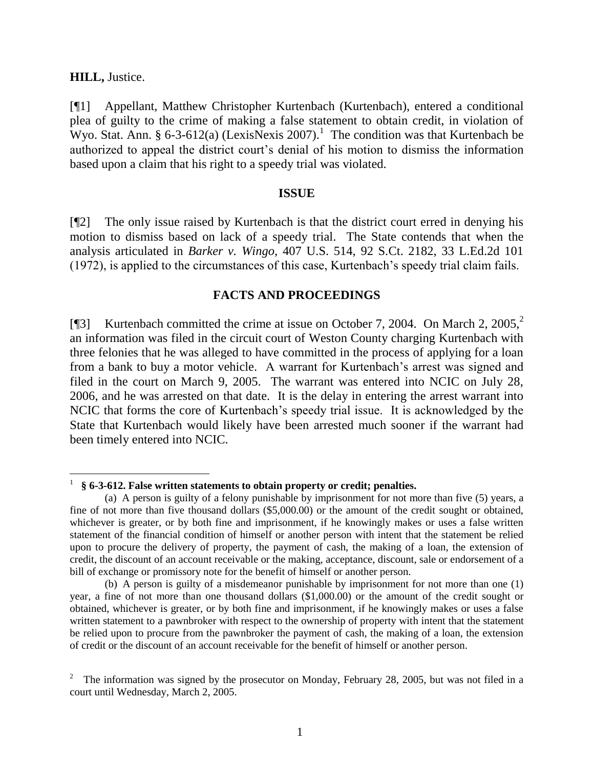**HILL,** Justice.

[¶1] Appellant, Matthew Christopher Kurtenbach (Kurtenbach), entered a conditional plea of guilty to the crime of making a false statement to obtain credit, in violation of Wyo. Stat. Ann. § 6-3-612(a) (LexisNexis 2007).[1] The condition was that Kurtenbach be authorized to appeal the district court's denial of his motion to dismiss the information based upon a claim that his right to a speedy trial was violated.

## ISSUE

[¶2] The only issue raised by Kurtenbach is that the district court erred in denying his motion to dismiss based on lack of a speedy trial. The State contends that when the analysis articulated in *Barker v. Wingo*, 407 U.S. 514, 92 S.Ct. 2182, 33 L.Ed.2d 101 (1972), is applied to the circumstances of this case, Kurtenbach's speedy trial claim fails.

## FACTS AND PROCEEDINGS

[¶3] Kurtenbach committed the crime at issue on October 7, 2004. On March 2, 2005,[2] an information was filed in the circuit court of Weston County charging Kurtenbach with three felonies that he was alleged to have committed in the process of applying for a loan from a bank to buy a motor vehicle. A warrant for Kurtenbach's arrest was signed and filed in the court on March 9, 2005. The warrant was entered into NCIC on July 28, 2006, and he was arrested on that date. It is the delay in entering the arrest warrant into NCIC that forms the core of Kurtenbach's speedy trial issue. It is acknowledged by the State that Kurtenbach would likely have been arrested much sooner if the warrant had been timely entered into NCIC.

---

[1] **§ 6-3-612. False written statements to obtain property or credit; penalties.**

(a) A person is guilty of a felony punishable by imprisonment for not more than five (5) years, a fine of not more than five thousand dollars ($5,000.00) or the amount of the credit sought or obtained, whichever is greater, or by both fine and imprisonment, if he knowingly makes or uses a false written statement of the financial condition of himself or another person with intent that the statement be relied upon to procure the delivery of property, the payment of cash, the making of a loan, the extension of credit, the discount of an account receivable or the making, acceptance, discount, sale or endorsement of a bill of exchange or promissory note for the benefit of himself or another person.

(b) A person is guilty of a misdemeanor punishable by imprisonment for not more than one (1) year, a fine of not more than one thousand dollars ($1,000.00) or the amount of the credit sought or obtained, whichever is greater, or by both fine and imprisonment, if he knowingly makes or uses a false written statement to a pawnbroker with respect to the ownership of property with intent that the statement be relied upon to procure from the pawnbroker the payment of cash, the making of a loan, the extension of credit or the discount of an account receivable for the benefit of himself or another person.

[2] The information was signed by the prosecutor on Monday, February 28, 2005, but was not filed in a court until Wednesday, March 2, 2005.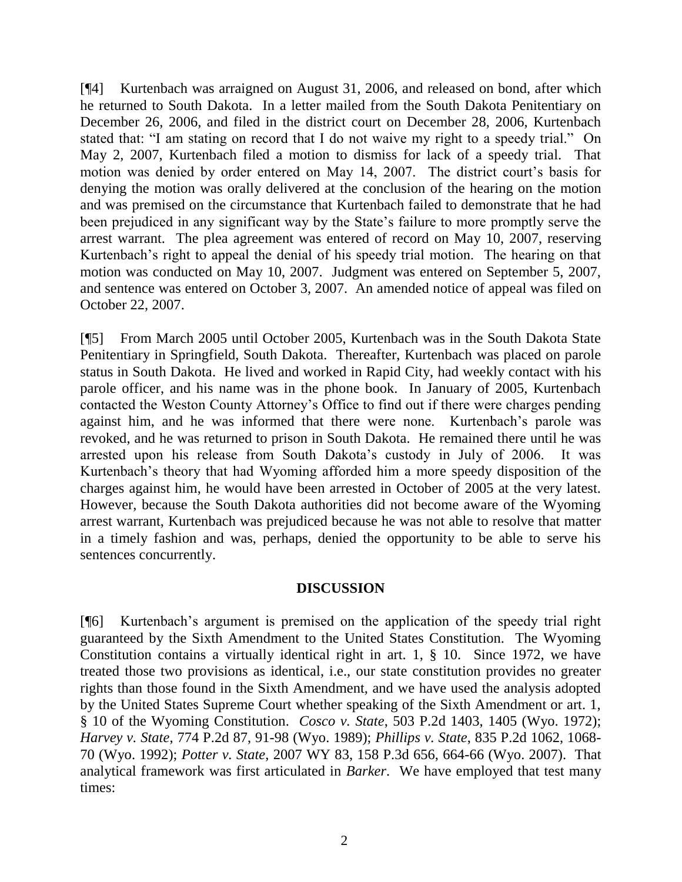[¶4] Kurtenbach was arraigned on August 31, 2006, and released on bond, after which he returned to South Dakota. In a letter mailed from the South Dakota Penitentiary on December 26, 2006, and filed in the district court on December 28, 2006, Kurtenbach stated that: "I am stating on record that I do not waive my right to a speedy trial." On May 2, 2007, Kurtenbach filed a motion to dismiss for lack of a speedy trial. That motion was denied by order entered on May 14, 2007. The district court's basis for denying the motion was orally delivered at the conclusion of the hearing on the motion and was premised on the circumstance that Kurtenbach failed to demonstrate that he had been prejudiced in any significant way by the State's failure to more promptly serve the arrest warrant. The plea agreement was entered of record on May 10, 2007, reserving Kurtenbach's right to appeal the denial of his speedy trial motion. The hearing on that motion was conducted on May 10, 2007. Judgment was entered on September 5, 2007, and sentence was entered on October 3, 2007. An amended notice of appeal was filed on October 22, 2007.

[¶5] From March 2005 until October 2005, Kurtenbach was in the South Dakota State Penitentiary in Springfield, South Dakota. Thereafter, Kurtenbach was placed on parole status in South Dakota. He lived and worked in Rapid City, had weekly contact with his parole officer, and his name was in the phone book. In January of 2005, Kurtenbach contacted the Weston County Attorney's Office to find out if there were charges pending against him, and he was informed that there were none. Kurtenbach's parole was revoked, and he was returned to prison in South Dakota. He remained there until he was arrested upon his release from South Dakota's custody in July of 2006. It was Kurtenbach's theory that had Wyoming afforded him a more speedy disposition of the charges against him, he would have been arrested in October of 2005 at the very latest. However, because the South Dakota authorities did not become aware of the Wyoming arrest warrant, Kurtenbach was prejudiced because he was not able to resolve that matter in a timely fashion and was, perhaps, denied the opportunity to be able to serve his sentences concurrently.

## DISCUSSION

[¶6] Kurtenbach's argument is premised on the application of the speedy trial right guaranteed by the Sixth Amendment to the United States Constitution. The Wyoming Constitution contains a virtually identical right in art. 1, § 10. Since 1972, we have treated those two provisions as identical, i.e., our state constitution provides no greater rights than those found in the Sixth Amendment, and we have used the analysis adopted by the United States Supreme Court whether speaking of the Sixth Amendment or art. 1, § 10 of the Wyoming Constitution. *Cosco v. State*, 503 P.2d 1403, 1405 (Wyo. 1972); *Harvey v. State*, 774 P.2d 87, 91-98 (Wyo. 1989); *Phillips v. State*, 835 P.2d 1062, 1068-70 (Wyo. 1992); *Potter v. State*, 2007 WY 83, 158 P.3d 656, 664-66 (Wyo. 2007). That analytical framework was first articulated in *Barker*. We have employed that test many times: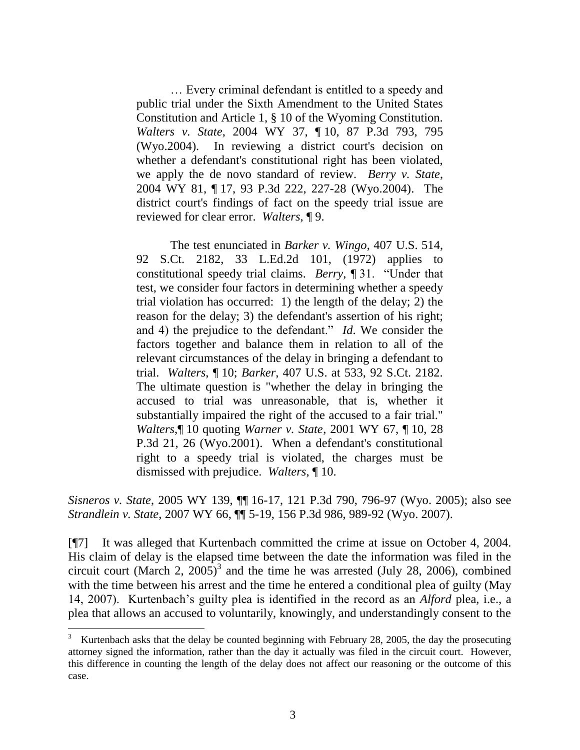> … Every criminal defendant is entitled to a speedy and public trial under the Sixth Amendment to the United States Constitution and Article 1, § 10 of the Wyoming Constitution. *Walters v. State*, 2004 WY 37, ¶ 10, 87 P.3d 793, 795 (Wyo.2004). In reviewing a district court's decision on whether a defendant's constitutional right has been violated, we apply the de novo standard of review. *Berry v. State*, 2004 WY 81, ¶ 17, 93 P.3d 222, 227-28 (Wyo.2004). The district court's findings of fact on the speedy trial issue are reviewed for clear error. *Walters*, ¶ 9.
>
> The test enunciated in *Barker v. Wingo*, 407 U.S. 514, 92 S.Ct. 2182, 33 L.Ed.2d 101, (1972) applies to constitutional speedy trial claims. *Berry*, ¶ 31. "Under that test, we consider four factors in determining whether a speedy trial violation has occurred: 1) the length of the delay; 2) the reason for the delay; 3) the defendant's assertion of his right; and 4) the prejudice to the defendant." *Id*. We consider the factors together and balance them in relation to all of the relevant circumstances of the delay in bringing a defendant to trial. *Walters*, ¶ 10; *Barker*, 407 U.S. at 533, 92 S.Ct. 2182. The ultimate question is "whether the delay in bringing the accused to trial was unreasonable, that is, whether it substantially impaired the right of the accused to a fair trial." *Walters*,¶ 10 quoting *Warner v. State*, 2001 WY 67, ¶ 10, 28 P.3d 21, 26 (Wyo.2001). When a defendant's constitutional right to a speedy trial is violated, the charges must be dismissed with prejudice. *Walters*, ¶ 10.

*Sisneros v. State*, 2005 WY 139, ¶¶ 16-17, 121 P.3d 790, 796-97 (Wyo. 2005); also see *Strandlein v. State*, 2007 WY 66, ¶¶ 5-19, 156 P.3d 986, 989-92 (Wyo. 2007).

[¶7] It was alleged that Kurtenbach committed the crime at issue on October 4, 2004. His claim of delay is the elapsed time between the date the information was filed in the circuit court (March 2, 2005)[3] and the time he was arrested (July 28, 2006), combined with the time between his arrest and the time he entered a conditional plea of guilty (May 14, 2007). Kurtenbach's guilty plea is identified in the record as an *Alford* plea, i.e., a plea that allows an accused to voluntarily, knowingly, and understandingly consent to the

---

[3] Kurtenbach asks that the delay be counted beginning with February 28, 2005, the day the prosecuting attorney signed the information, rather than the day it actually was filed in the circuit court. However, this difference in counting the length of the delay does not affect our reasoning or the outcome of this case.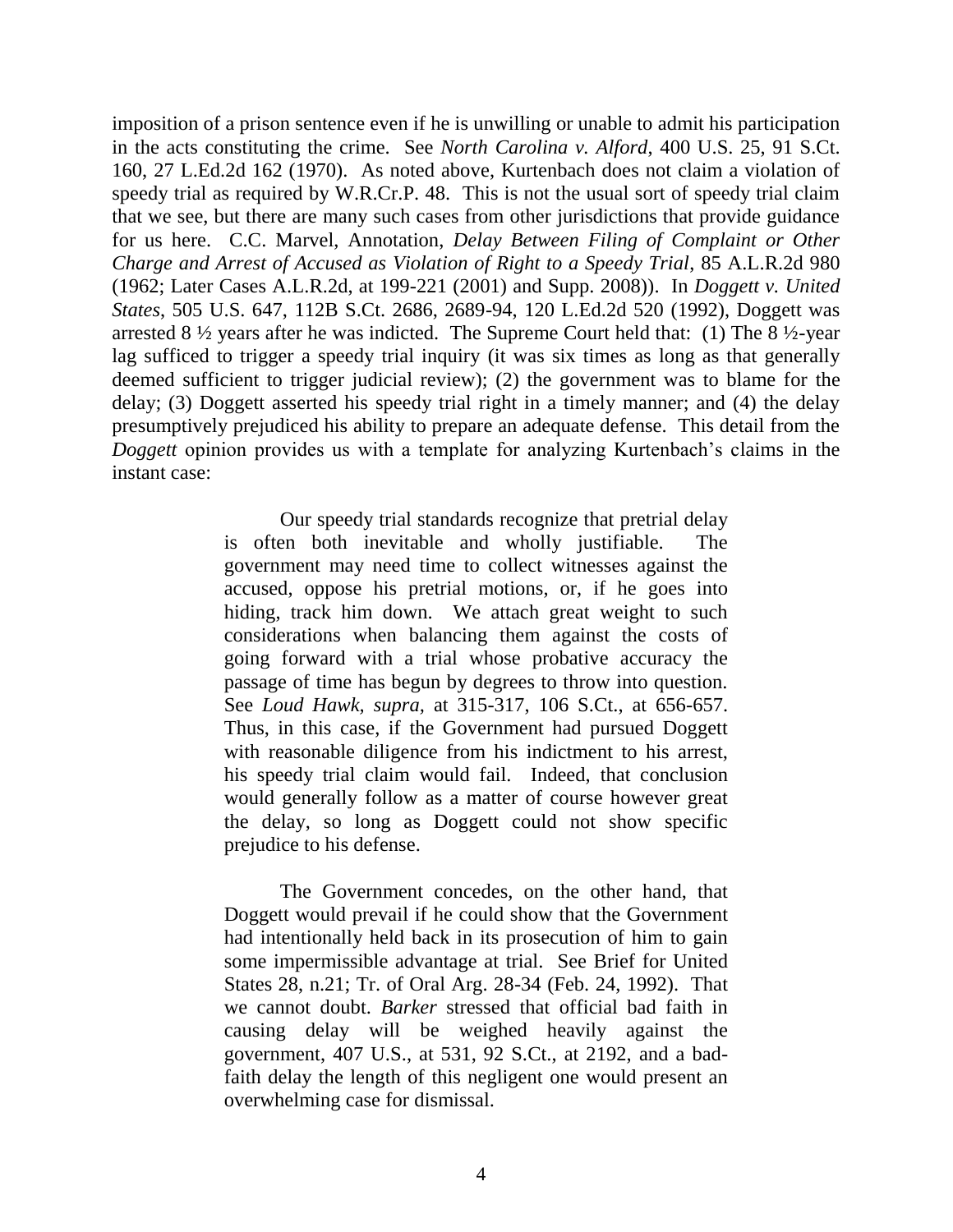imposition of a prison sentence even if he is unwilling or unable to admit his participation in the acts constituting the crime. See *North Carolina v. Alford*, 400 U.S. 25, 91 S.Ct. 160, 27 L.Ed.2d 162 (1970). As noted above, Kurtenbach does not claim a violation of speedy trial as required by W.R.Cr.P. 48. This is not the usual sort of speedy trial claim that we see, but there are many such cases from other jurisdictions that provide guidance for us here. C.C. Marvel, Annotation, *Delay Between Filing of Complaint or Other Charge and Arrest of Accused as Violation of Right to a Speedy Trial*, 85 A.L.R.2d 980 (1962; Later Cases A.L.R.2d, at 199-221 (2001) and Supp. 2008)). In *Doggett v. United States*, 505 U.S. 647, 112B S.Ct. 2686, 2689-94, 120 L.Ed.2d 520 (1992), Doggett was arrested 8 ½ years after he was indicted. The Supreme Court held that: (1) The 8 ½-year lag sufficed to trigger a speedy trial inquiry (it was six times as long as that generally deemed sufficient to trigger judicial review); (2) the government was to blame for the delay; (3) Doggett asserted his speedy trial right in a timely manner; and (4) the delay presumptively prejudiced his ability to prepare an adequate defense. This detail from the *Doggett* opinion provides us with a template for analyzing Kurtenbach's claims in the instant case:

> Our speedy trial standards recognize that pretrial delay is often both inevitable and wholly justifiable. The government may need time to collect witnesses against the accused, oppose his pretrial motions, or, if he goes into hiding, track him down. We attach great weight to such considerations when balancing them against the costs of going forward with a trial whose probative accuracy the passage of time has begun by degrees to throw into question. See *Loud Hawk, supra,* at 315-317, 106 S.Ct., at 656-657. Thus, in this case, if the Government had pursued Doggett with reasonable diligence from his indictment to his arrest, his speedy trial claim would fail. Indeed, that conclusion would generally follow as a matter of course however great the delay, so long as Doggett could not show specific prejudice to his defense.
>
> The Government concedes, on the other hand, that Doggett would prevail if he could show that the Government had intentionally held back in its prosecution of him to gain some impermissible advantage at trial. See Brief for United States 28, n.21; Tr. of Oral Arg. 28-34 (Feb. 24, 1992). That we cannot doubt. *Barker* stressed that official bad faith in causing delay will be weighed heavily against the government, 407 U.S., at 531, 92 S.Ct., at 2192, and a bad-faith delay the length of this negligent one would present an overwhelming case for dismissal.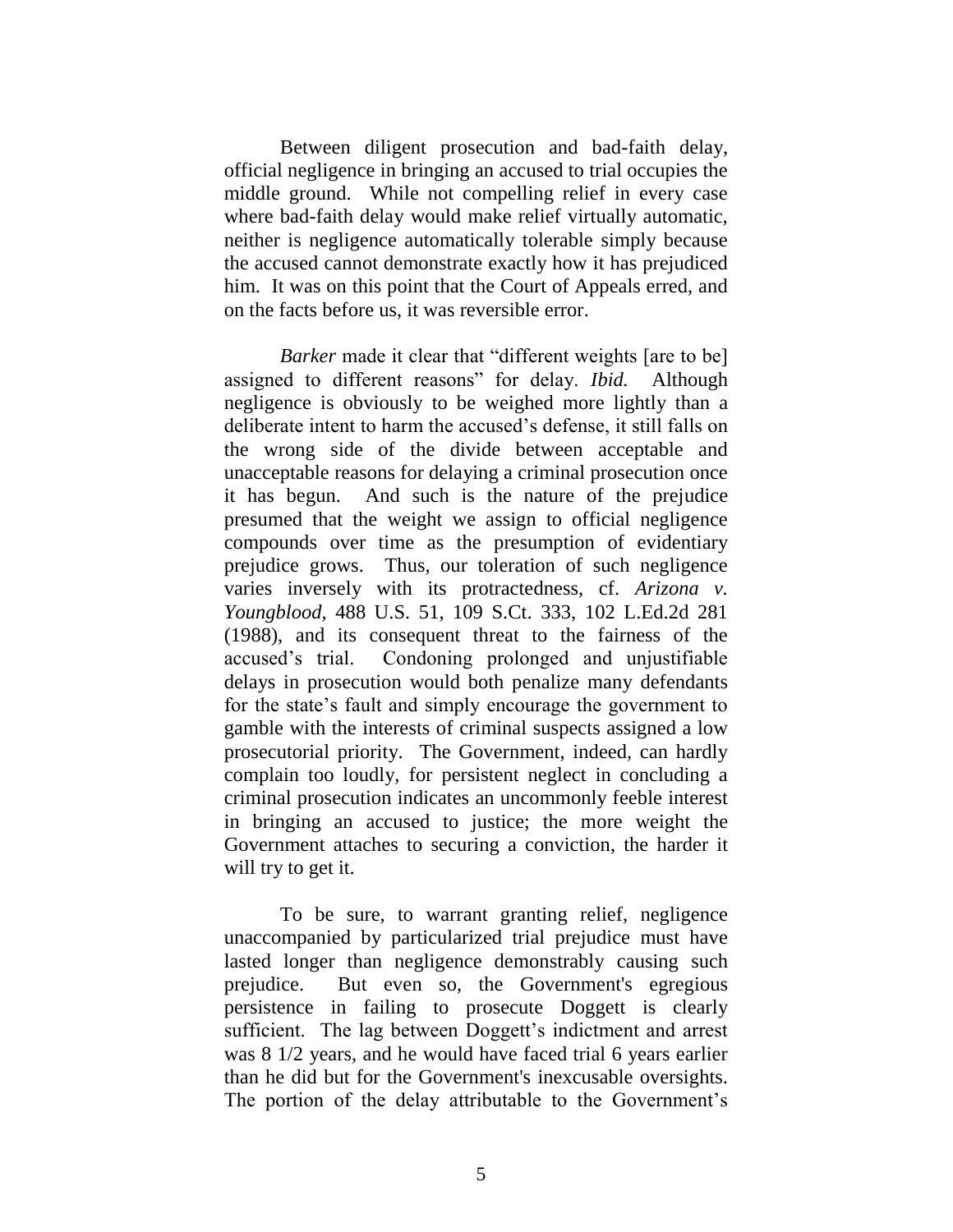Between diligent prosecution and bad-faith delay, official negligence in bringing an accused to trial occupies the middle ground. While not compelling relief in every case where bad-faith delay would make relief virtually automatic, neither is negligence automatically tolerable simply because the accused cannot demonstrate exactly how it has prejudiced him. It was on this point that the Court of Appeals erred, and on the facts before us, it was reversible error.

*Barker* made it clear that "different weights [are to be] assigned to different reasons" for delay. *Ibid.* Although negligence is obviously to be weighed more lightly than a deliberate intent to harm the accused's defense, it still falls on the wrong side of the divide between acceptable and unacceptable reasons for delaying a criminal prosecution once it has begun. And such is the nature of the prejudice presumed that the weight we assign to official negligence compounds over time as the presumption of evidentiary prejudice grows. Thus, our toleration of such negligence varies inversely with its protractedness, cf. *Arizona v. Youngblood*, 488 U.S. 51, 109 S.Ct. 333, 102 L.Ed.2d 281 (1988), and its consequent threat to the fairness of the accused's trial. Condoning prolonged and unjustifiable delays in prosecution would both penalize many defendants for the state's fault and simply encourage the government to gamble with the interests of criminal suspects assigned a low prosecutorial priority. The Government, indeed, can hardly complain too loudly, for persistent neglect in concluding a criminal prosecution indicates an uncommonly feeble interest in bringing an accused to justice; the more weight the Government attaches to securing a conviction, the harder it will try to get it.

To be sure, to warrant granting relief, negligence unaccompanied by particularized trial prejudice must have lasted longer than negligence demonstrably causing such prejudice. But even so, the Government's egregious persistence in failing to prosecute Doggett is clearly sufficient. The lag between Doggett's indictment and arrest was 8 1/2 years, and he would have faced trial 6 years earlier than he did but for the Government's inexcusable oversights. The portion of the delay attributable to the Government's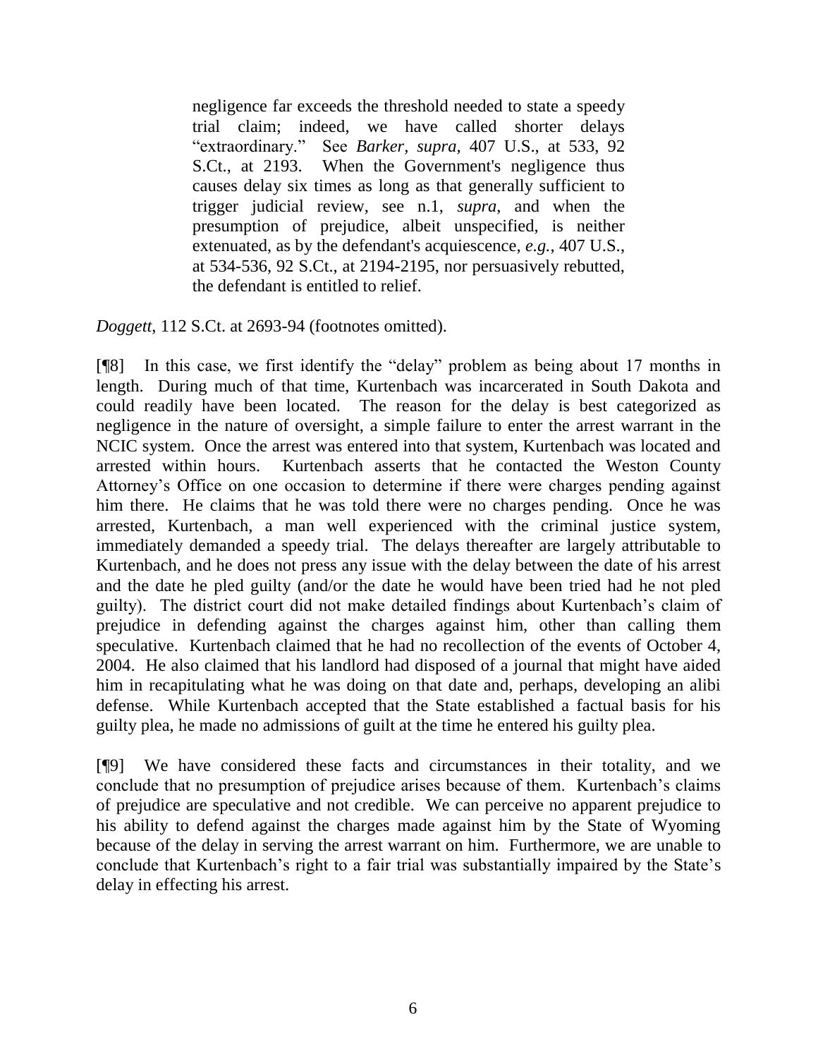> negligence far exceeds the threshold needed to state a speedy trial claim; indeed, we have called shorter delays "extraordinary." See *Barker, supra,* 407 U.S., at 533, 92 S.Ct., at 2193. When the Government's negligence thus causes delay six times as long as that generally sufficient to trigger judicial review, see n.1, *supra*, and when the presumption of prejudice, albeit unspecified, is neither extenuated, as by the defendant's acquiescence, *e.g.*, 407 U.S., at 534-536, 92 S.Ct., at 2194-2195, nor persuasively rebutted, the defendant is entitled to relief.

*Doggett*, 112 S.Ct. at 2693-94 (footnotes omitted).

[¶8] In this case, we first identify the "delay" problem as being about 17 months in length. During much of that time, Kurtenbach was incarcerated in South Dakota and could readily have been located. The reason for the delay is best categorized as negligence in the nature of oversight, a simple failure to enter the arrest warrant in the NCIC system. Once the arrest was entered into that system, Kurtenbach was located and arrested within hours. Kurtenbach asserts that he contacted the Weston County Attorney's Office on one occasion to determine if there were charges pending against him there. He claims that he was told there were no charges pending. Once he was arrested, Kurtenbach, a man well experienced with the criminal justice system, immediately demanded a speedy trial. The delays thereafter are largely attributable to Kurtenbach, and he does not press any issue with the delay between the date of his arrest and the date he pled guilty (and/or the date he would have been tried had he not pled guilty). The district court did not make detailed findings about Kurtenbach's claim of prejudice in defending against the charges against him, other than calling them speculative. Kurtenbach claimed that he had no recollection of the events of October 4, 2004. He also claimed that his landlord had disposed of a journal that might have aided him in recapitulating what he was doing on that date and, perhaps, developing an alibi defense. While Kurtenbach accepted that the State established a factual basis for his guilty plea, he made no admissions of guilt at the time he entered his guilty plea.

[¶9] We have considered these facts and circumstances in their totality, and we conclude that no presumption of prejudice arises because of them. Kurtenbach's claims of prejudice are speculative and not credible. We can perceive no apparent prejudice to his ability to defend against the charges made against him by the State of Wyoming because of the delay in serving the arrest warrant on him. Furthermore, we are unable to conclude that Kurtenbach's right to a fair trial was substantially impaired by the State's delay in effecting his arrest.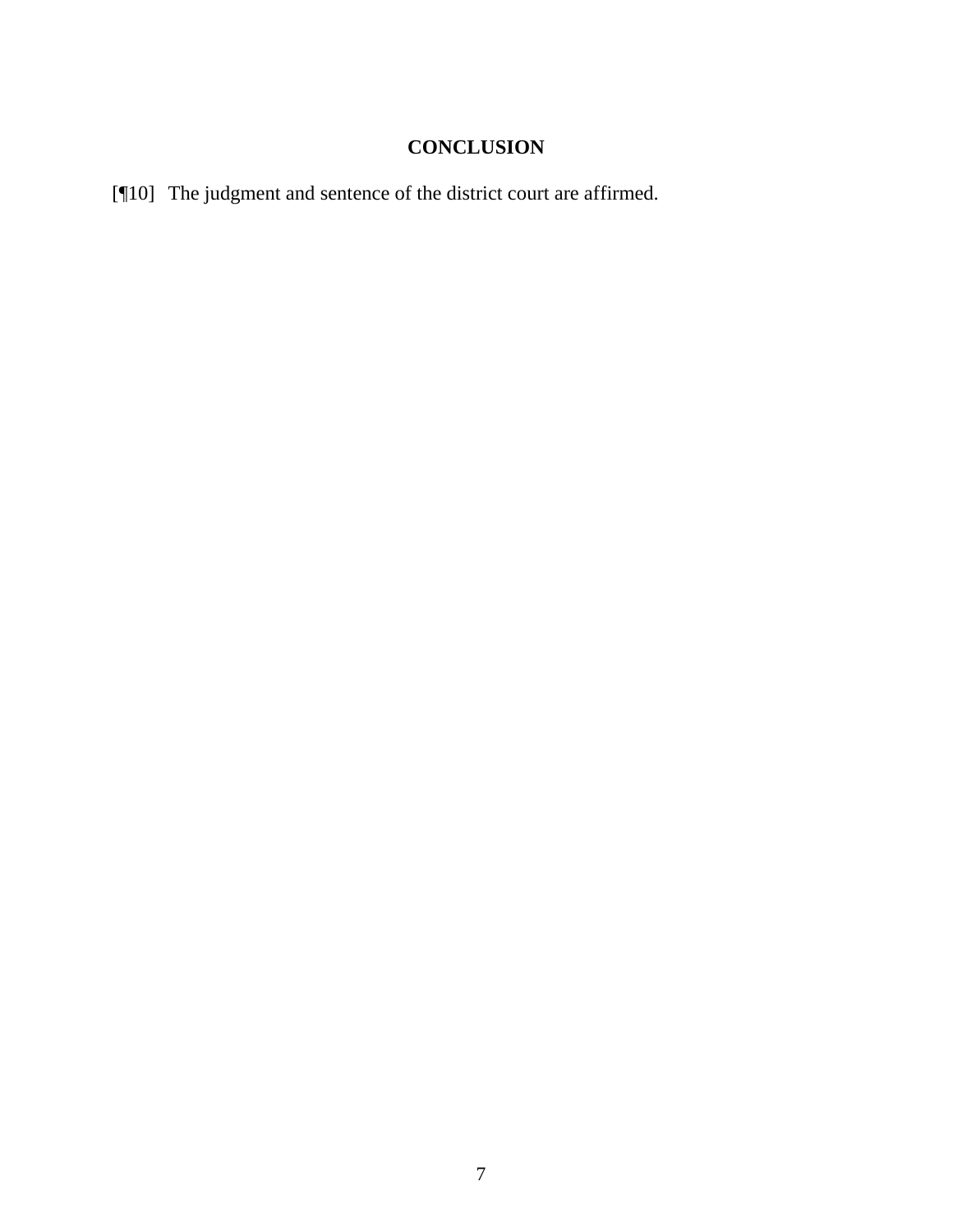## CONCLUSION

[¶10] The judgment and sentence of the district court are affirmed.